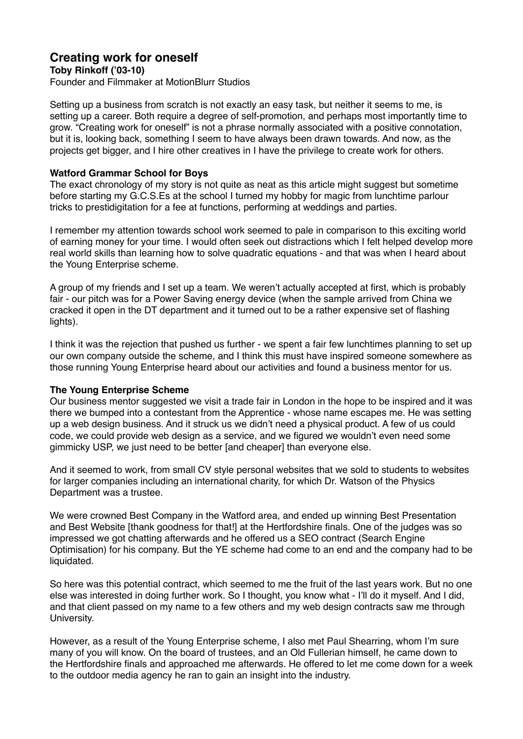# Creating work for oneself

**Toby Rinkoff ('03-10)**

Founder and Filmmaker at MotionBlurr Studios

Setting up a business from scratch is not exactly an easy task, but neither it seems to me, is setting up a career. Both require a degree of self-promotion, and perhaps most importantly time to grow. "Creating work for oneself" is not a phrase normally associated with a positive connotation, but it is, looking back, something I seem to have always been drawn towards. And now, as the projects get bigger, and I hire other creatives in I have the privilege to create work for others.

**Watford Grammar School for Boys**

The exact chronology of my story is not quite as neat as this article might suggest but sometime before starting my G.C.S.Es at the school I turned my hobby for magic from lunchtime parlour tricks to prestidigitation for a fee at functions, performing at weddings and parties.

I remember my attention towards school work seemed to pale in comparison to this exciting world of earning money for your time. I would often seek out distractions which I felt helped develop more real world skills than learning how to solve quadratic equations - and that was when I heard about the Young Enterprise scheme.

A group of my friends and I set up a team. We weren't actually accepted at first, which is probably fair - our pitch was for a Power Saving energy device (when the sample arrived from China we cracked it open in the DT department and it turned out to be a rather expensive set of flashing lights).

I think it was the rejection that pushed us further - we spent a fair few lunchtimes planning to set up our own company outside the scheme, and I think this must have inspired someone somewhere as those running Young Enterprise heard about our activities and found a business mentor for us.

**The Young Enterprise Scheme**

Our business mentor suggested we visit a trade fair in London in the hope to be inspired and it was there we bumped into a contestant from the Apprentice - whose name escapes me. He was setting up a web design business. And it struck us we didn't need a physical product. A few of us could code, we could provide web design as a service, and we figured we wouldn't even need some gimmicky USP, we just need to be better [and cheaper] than everyone else.

And it seemed to work, from small CV style personal websites that we sold to students to websites for larger companies including an international charity, for which Dr. Watson of the Physics Department was a trustee.

We were crowned Best Company in the Watford area, and ended up winning Best Presentation and Best Website [thank goodness for that!] at the Hertfordshire finals. One of the judges was so impressed we got chatting afterwards and he offered us a SEO contract (Search Engine Optimisation) for his company. But the YE scheme had come to an end and the company had to be liquidated.

So here was this potential contract, which seemed to me the fruit of the last years work. But no one else was interested in doing further work. So I thought, you know what - I'll do it myself. And I did, and that client passed on my name to a few others and my web design contracts saw me through University.

However, as a result of the Young Enterprise scheme, I also met Paul Shearring, whom I'm sure many of you will know. On the board of trustees, and an Old Fullerian himself, he came down to the Hertfordshire finals and approached me afterwards. He offered to let me come down for a week to the outdoor media agency he ran to gain an insight into the industry.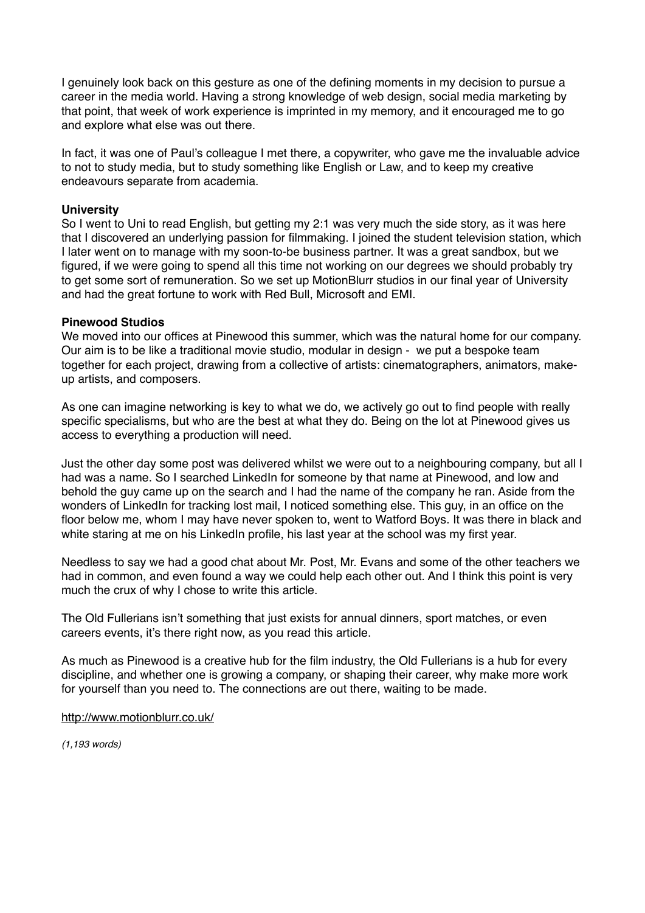I genuinely look back on this gesture as one of the defining moments in my decision to pursue a career in the media world. Having a strong knowledge of web design, social media marketing by that point, that week of work experience is imprinted in my memory, and it encouraged me to go and explore what else was out there.

In fact, it was one of Paul's colleague I met there, a copywriter, who gave me the invaluable advice to not to study media, but to study something like English or Law, and to keep my creative endeavours separate from academia.

**University**
So I went to Uni to read English, but getting my 2:1 was very much the side story, as it was here that I discovered an underlying passion for filmmaking. I joined the student television station, which I later went on to manage with my soon-to-be business partner. It was a great sandbox, but we figured, if we were going to spend all this time not working on our degrees we should probably try to get some sort of remuneration. So we set up MotionBlurr studios in our final year of University and had the great fortune to work with Red Bull, Microsoft and EMI.

**Pinewood Studios**
We moved into our offices at Pinewood this summer, which was the natural home for our company. Our aim is to be like a traditional movie studio, modular in design - we put a bespoke team together for each project, drawing from a collective of artists: cinematographers, animators, make-up artists, and composers.

As one can imagine networking is key to what we do, we actively go out to find people with really specific specialisms, but who are the best at what they do. Being on the lot at Pinewood gives us access to everything a production will need.

Just the other day some post was delivered whilst we were out to a neighbouring company, but all I had was a name. So I searched LinkedIn for someone by that name at Pinewood, and low and behold the guy came up on the search and I had the name of the company he ran. Aside from the wonders of LinkedIn for tracking lost mail, I noticed something else. This guy, in an office on the floor below me, whom I may have never spoken to, went to Watford Boys. It was there in black and white staring at me on his LinkedIn profile, his last year at the school was my first year.

Needless to say we had a good chat about Mr. Post, Mr. Evans and some of the other teachers we had in common, and even found a way we could help each other out. And I think this point is very much the crux of why I chose to write this article.

The Old Fullerians isn't something that just exists for annual dinners, sport matches, or even careers events, it's there right now, as you read this article.

As much as Pinewood is a creative hub for the film industry, the Old Fullerians is a hub for every discipline, and whether one is growing a company, or shaping their career, why make more work for yourself than you need to. The connections are out there, waiting to be made.

http://www.motionblurr.co.uk/

*(1,193 words)*